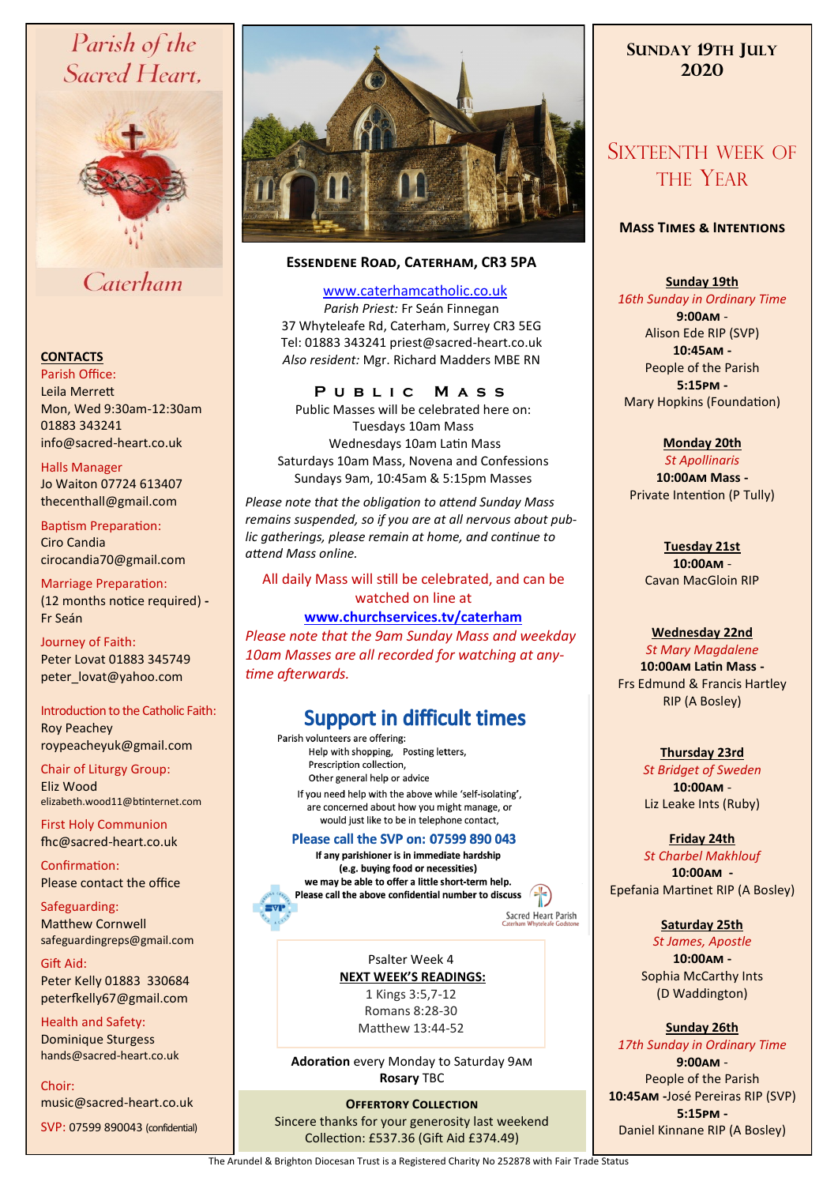# Parish of the Sacred Heart, Caterham

## CONTACTS

Parish Office:
Leila Merrett
Mon, Wed 9:30am-12:30am
01883 343241
info@sacred-heart.co.uk

Halls Manager
Jo Waiton 07724 613407
thecenthall@gmail.com

Baptism Preparation:
Ciro Candia
cirocandia70@gmail.com

Marriage Preparation:
(12 months notice required) - Fr Seán

Journey of Faith:
Peter Lovat 01883 345749
peter_lovat@yahoo.com

Introduction to the Catholic Faith:
Roy Peachey
roypeacheyuk@gmail.com

Chair of Liturgy Group:
Eliz Wood
elizabeth.wood11@btinternet.com

First Holy Communion
fhc@sacred-heart.co.uk

Confirmation:
Please contact the office

Safeguarding:
Matthew Cornwell
safeguardingreps@gmail.com

Gift Aid:
Peter Kelly 01883 330684
peterfkelly67@gmail.com

Health and Safety:
Dominique Sturgess
hands@sacred-heart.co.uk

Choir:
music@sacred-heart.co.uk

SVP: 07599 890043 (confidential)

## Essendene Road, Caterham, CR3 5PA

www.caterhamcatholic.co.uk
*Parish Priest:* Fr Seán Finnegan
37 Whyteleafe Rd, Caterham, Surrey CR3 5EG
Tel: 01883 343241 priest@sacred-heart.co.uk
*Also resident:* Mgr. Richard Madders MBE RN

### Public Mass

Public Masses will be celebrated here on:
Tuesdays 10am Mass
Wednesdays 10am Latin Mass
Saturdays 10am Mass, Novena and Confessions
Sundays 9am, 10:45am & 5:15pm Masses

*Please note that the obligation to attend Sunday Mass remains suspended, so if you are at all nervous about public gatherings, please remain at home, and continue to attend Mass online.*

All daily Mass will still be celebrated, and can be watched on line at
**www.churchservices.tv/caterham**
*Please note that the 9am Sunday Mass and weekday 10am Masses are all recorded for watching at anytime afterwards.*

## Support in difficult times

Parish volunteers are offering:
Help with shopping, Posting letters,
Prescription collection,
Other general help or advice

If you need help with the above while 'self-isolating', are concerned about how you might manage, or would just like to be in telephone contact,

**Please call the SVP on: 07599 890 043**

**If any parishioner is in immediate hardship (e.g. buying food or necessities) we may be able to offer a little short-term help. Please call the above confidential number to discuss**

Sacred Heart Parish
Caterham Whyteleafe Godstone

Psalter Week 4
**NEXT WEEK'S READINGS:**
1 Kings 3:5,7-12
Romans 8:28-30
Matthew 13:44-52

**Adoration** every Monday to Saturday 9AM
**Rosary** TBC

**Offertory Collection**
Sincere thanks for your generosity last weekend
Collection: £537.36 (Gift Aid £374.49)

## Sunday 19th July 2020

## Sixteenth week of the Year

### Mass Times & Intentions

**Sunday 19th**
*16th Sunday in Ordinary Time*
**9:00AM** - Alison Ede RIP (SVP)
**10:45AM** - People of the Parish
**5:15PM** - Mary Hopkins (Foundation)

**Monday 20th**
*St Apollinaris*
**10:00AM Mass** - Private Intention (P Tully)

**Tuesday 21st**
**10:00AM** - Cavan MacGloin RIP

**Wednesday 22nd**
*St Mary Magdalene*
**10:00AM Latin Mass** - Frs Edmund & Francis Hartley RIP (A Bosley)

**Thursday 23rd**
*St Bridget of Sweden*
**10:00AM** - Liz Leake Ints (Ruby)

**Friday 24th**
*St Charbel Makhlouf*
**10:00AM** - Epefania Martinet RIP (A Bosley)

**Saturday 25th**
*St James, Apostle*
**10:00AM** - Sophia McCarthy Ints (D Waddington)

**Sunday 26th**
*17th Sunday in Ordinary Time*
**9:00AM** - People of the Parish
**10:45AM** - José Pereiras RIP (SVP)
**5:15PM** - Daniel Kinnane RIP (A Bosley)

The Arundel & Brighton Diocesan Trust is a Registered Charity No 252878 with Fair Trade Status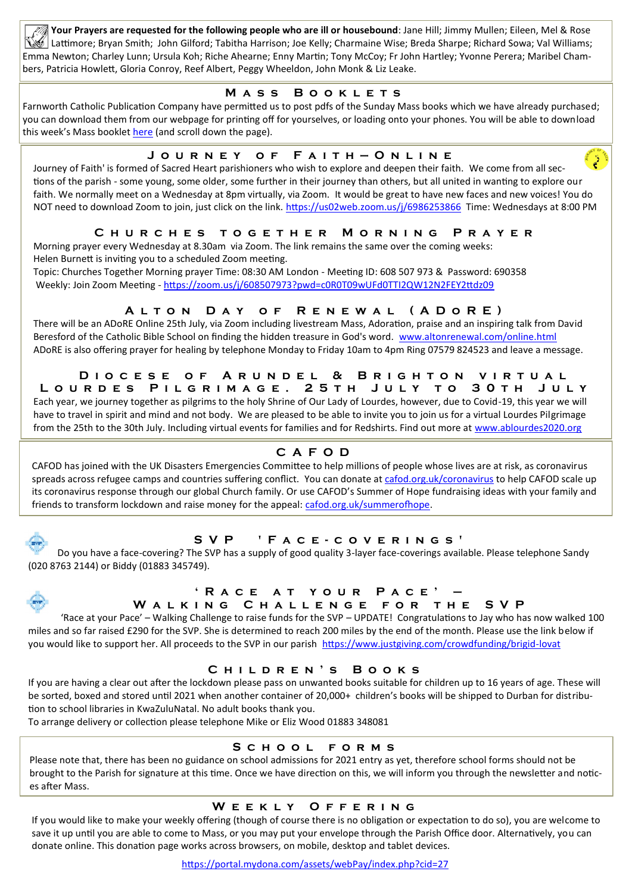**Your Prayers are requested for the following people who are ill or housebound**: Jane Hill; Jimmy Mullen; Eileen, Mel & Rose Lattimore; Bryan Smith; John Gilford; Tabitha Harrison; Joe Kelly; Charmaine Wise; Breda Sharpe; Richard Sowa; Val Williams; Emma Newton; Charley Lunn; Ursula Koh; Riche Ahearne; Enny Martin; Tony McCoy; Fr John Hartley; Yvonne Perera; Maribel Chambers, Patricia Howlett, Gloria Conroy, Reef Albert, Peggy Wheeldon, John Monk & Liz Leake.

## Mass Booklets

Farnworth Catholic Publication Company have permitted us to post pdfs of the Sunday Mass books which we have already purchased; you can download them from our webpage for printing off for yourselves, or loading onto your phones. You will be able to download this week's Mass booklet here (and scroll down the page).

## Journey of Faith—Online

Journey of Faith' is formed of Sacred Heart parishioners who wish to explore and deepen their faith. We come from all sections of the parish - some young, some older, some further in their journey than others, but all united in wanting to explore our faith. We normally meet on a Wednesday at 8pm virtually, via Zoom. It would be great to have new faces and new voices! You do NOT need to download Zoom to join, just click on the link. https://us02web.zoom.us/j/6986253866 Time: Wednesdays at 8:00 PM

## Churches Together Morning Prayer

Morning prayer every Wednesday at 8.30am via Zoom. The link remains the same over the coming weeks:
Helen Burnett is inviting you to a scheduled Zoom meeting.
Topic: Churches Together Morning prayer Time: 08:30 AM London - Meeting ID: 608 507 973 & Password: 690358
Weekly: Join Zoom Meeting - https://zoom.us/j/608507973?pwd=c0R0T09wUFd0TTI2QW12N2FEY2ttdz09

## Alton Day of Renewal (ADoRE)

There will be an ADoRE Online 25th July, via Zoom including livestream Mass, Adoration, praise and an inspiring talk from David Beresford of the Catholic Bible School on finding the hidden treasure in God's word. www.altonrenewal.com/online.html
ADoRE is also offering prayer for healing by telephone Monday to Friday 10am to 4pm Ring 07579 824523 and leave a message.

## Diocese of Arundel & Brighton virtual Lourdes Pilgrimage. 25th July to 30th July

Each year, we journey together as pilgrims to the holy Shrine of Our Lady of Lourdes, however, due to Covid-19, this year we will have to travel in spirit and mind and not body. We are pleased to be able to invite you to join us for a virtual Lourdes Pilgrimage from the 25th to the 30th July. Including virtual events for families and for Redshirts. Find out more at www.ablourdes2020.org

## CAFOD

CAFOD has joined with the UK Disasters Emergencies Committee to help millions of people whose lives are at risk, as coronavirus spreads across refugee camps and countries suffering conflict. You can donate at cafod.org.uk/coronavirus to help CAFOD scale up its coronavirus response through our global Church family. Or use CAFOD's Summer of Hope fundraising ideas with your family and friends to transform lockdown and raise money for the appeal: cafod.org.uk/summerofhope.

## SVP 'Face-coverings'

Do you have a face-covering? The SVP has a supply of good quality 3-layer face-coverings available. Please telephone Sandy (020 8763 2144) or Biddy (01883 345749).

## 'Race at your Pace' – Walking Challenge for the SVP

'Race at your Pace' – Walking Challenge to raise funds for the SVP – UPDATE! Congratulations to Jay who has now walked 100 miles and so far raised £290 for the SVP. She is determined to reach 200 miles by the end of the month. Please use the link below if you would like to support her. All proceeds to the SVP in our parish https://www.justgiving.com/crowdfunding/brigid-lovat

## Children's Books

If you are having a clear out after the lockdown please pass on unwanted books suitable for children up to 16 years of age. These will be sorted, boxed and stored until 2021 when another container of 20,000+ children's books will be shipped to Durban for distribution to school libraries in KwaZuluNatal. No adult books thank you.
To arrange delivery or collection please telephone Mike or Eliz Wood 01883 348081

## School forms

Please note that, there has been no guidance on school admissions for 2021 entry as yet, therefore school forms should not be brought to the Parish for signature at this time. Once we have direction on this, we will inform you through the newsletter and notices after Mass.

## Weekly Offering

If you would like to make your weekly offering (though of course there is no obligation or expectation to do so), you are welcome to save it up until you are able to come to Mass, or you may put your envelope through the Parish Office door. Alternatively, you can donate online. This donation page works across browsers, on mobile, desktop and tablet devices.

https://portal.mydona.com/assets/webPay/index.php?cid=27